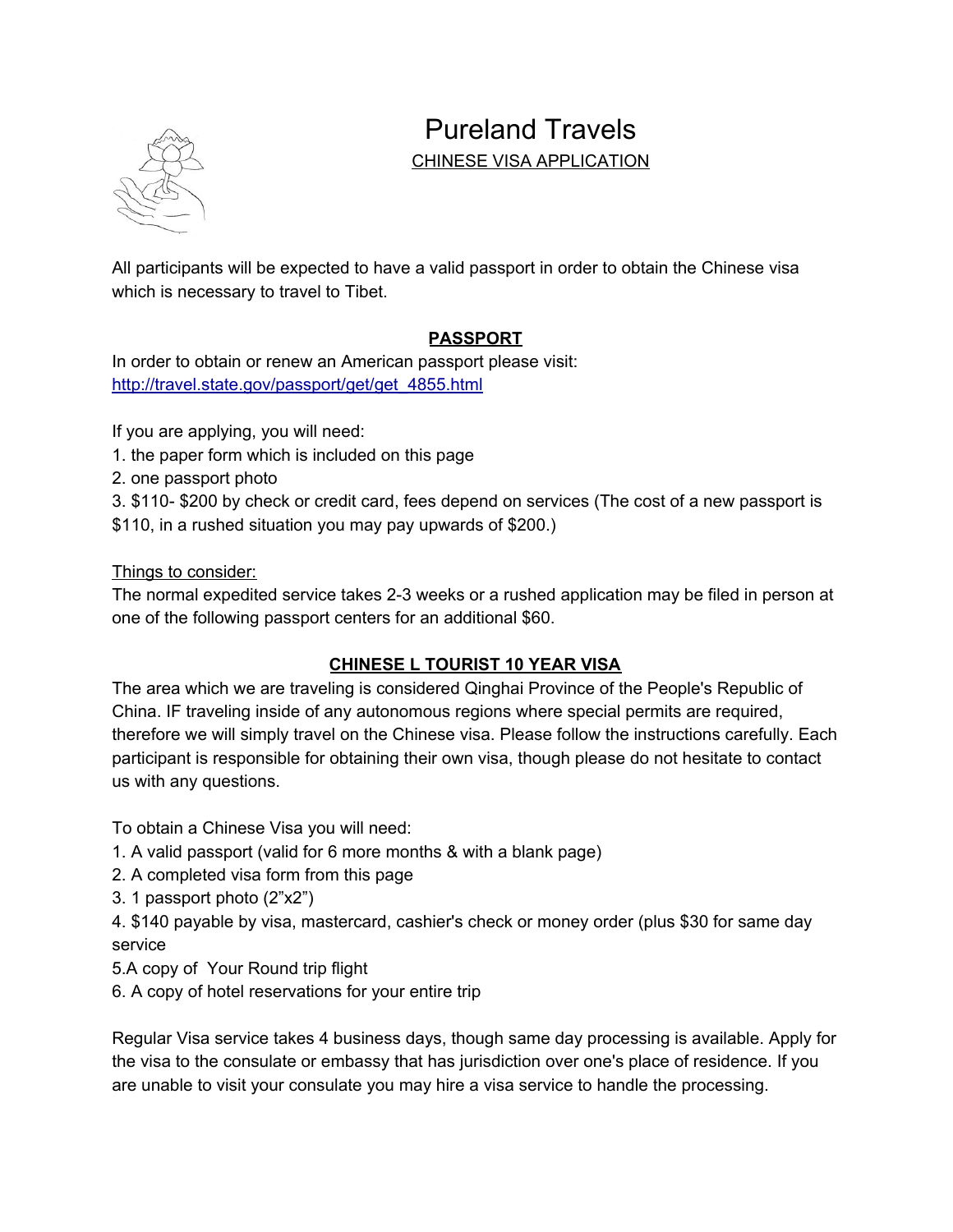# Pureland Travels

CHINESE VISA APPLICATION

All participants will be expected to have a valid passport in order to obtain the Chinese visa which is necessary to travel to Tibet.

## PASSPORT

In order to obtain or renew an American passport please visit:
http://travel.state.gov/passport/get/get_4855.html

If you are applying, you will need:
1. the paper form which is included on this page
2. one passport photo
3. $110- $200 by check or credit card, fees depend on services (The cost of a new passport is $110, in a rushed situation you may pay upwards of $200.)

Things to consider:
The normal expedited service takes 2-3 weeks or a rushed application may be filed in person at one of the following passport centers for an additional $60.

## CHINESE L TOURIST 10 YEAR VISA

The area which we are traveling is considered Qinghai Province of the People's Republic of China. IF traveling inside of any autonomous regions where special permits are required, therefore we will simply travel on the Chinese visa. Please follow the instructions carefully. Each participant is responsible for obtaining their own visa, though please do not hesitate to contact us with any questions.

To obtain a Chinese Visa you will need:
1. A valid passport (valid for 6 more months & with a blank page)
2. A completed visa form from this page
3. 1 passport photo (2"x2")
4. $140 payable by visa, mastercard, cashier's check or money order (plus $30 for same day service
5. A copy of Your Round trip flight
6. A copy of hotel reservations for your entire trip

Regular Visa service takes 4 business days, though same day processing is available. Apply for the visa to the consulate or embassy that has jurisdiction over one's place of residence. If you are unable to visit your consulate you may hire a visa service to handle the processing.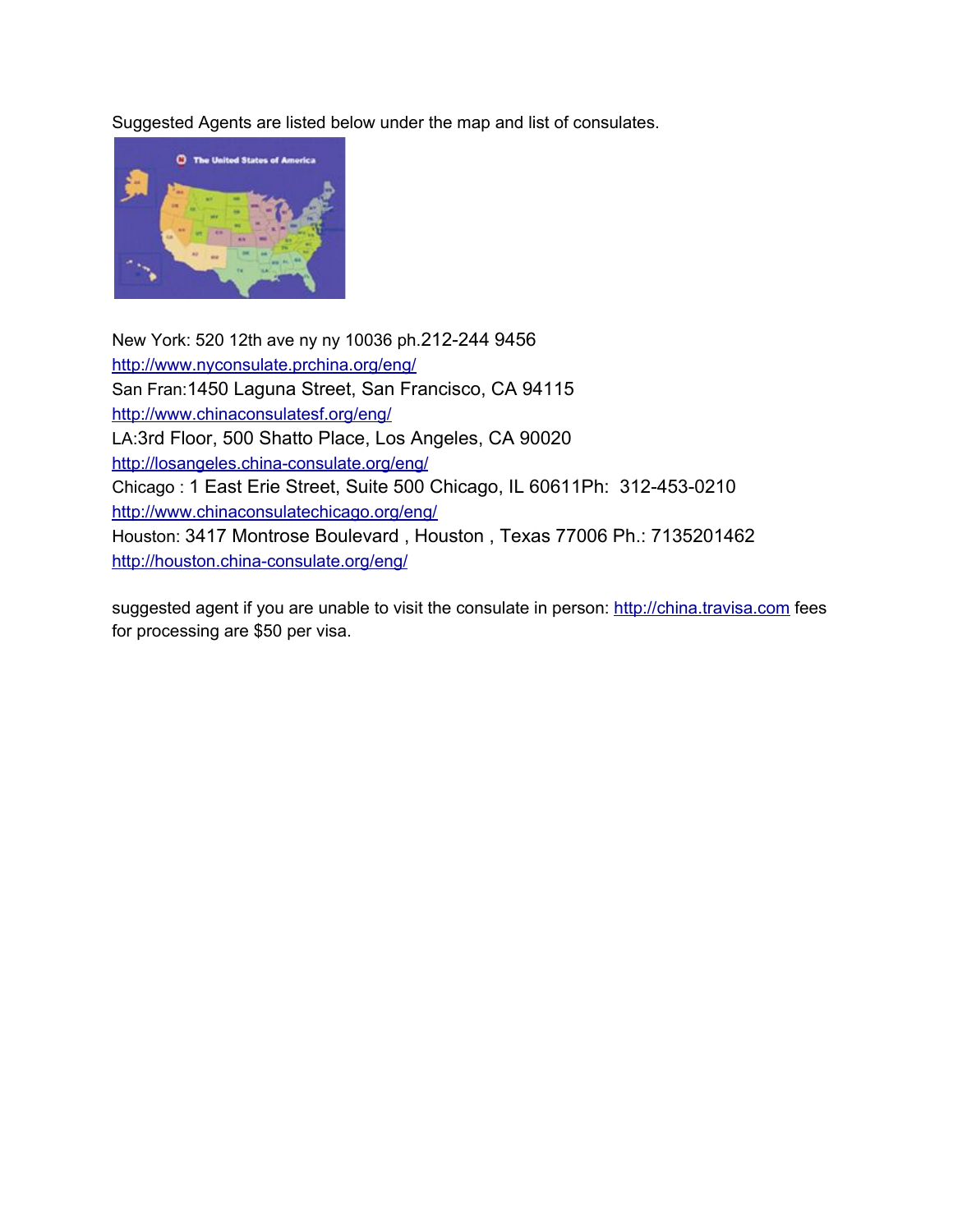Suggested Agents are listed below under the map and list of consulates.

New York: 520 12th ave ny ny 10036 ph.212-244 9456
http://www.nyconsulate.prchina.org/eng/
San Fran:1450 Laguna Street, San Francisco, CA 94115
http://www.chinaconsulatesf.org/eng/
LA:3rd Floor, 500 Shatto Place, Los Angeles, CA 90020
http://losangeles.china-consulate.org/eng/
Chicago : 1 East Erie Street, Suite 500 Chicago, IL 60611Ph:  312-453-0210
http://www.chinaconsulatechicago.org/eng/
Houston: 3417 Montrose Boulevard , Houston , Texas 77006 Ph.: 7135201462
http://houston.china-consulate.org/eng/

suggested agent if you are unable to visit the consulate in person: http://china.travisa.com fees for processing are $50 per visa.